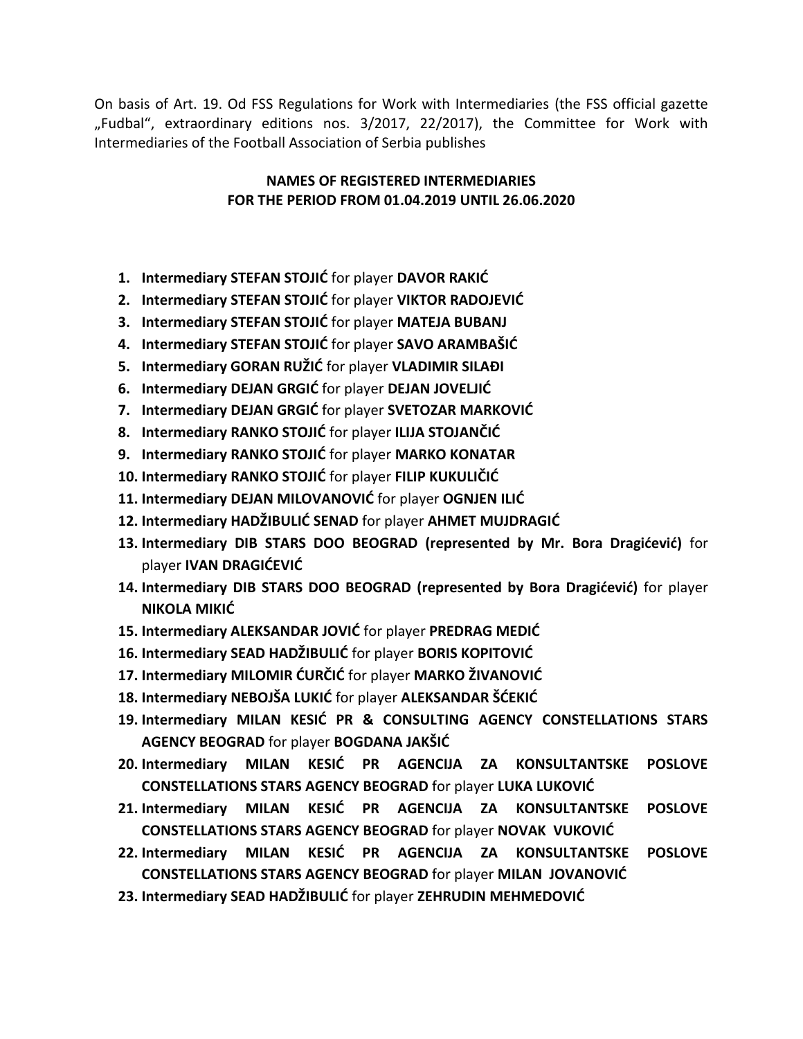On basis of Art. 19. Od FSS Regulations for Work with Intermediaries (the FSS official gazette „Fudbal“, extraordinary editions nos. 3/2017, 22/2017), the Committee for Work with Intermediaries of the Football Association of Serbia publishes

**NAMES OF REGISTERED INTERMEDIARIES**
**FOR THE PERIOD FROM 01.04.2019 UNTIL 26.06.2020**

1. **Intermediary STEFAN STOJIĆ** for player **DAVOR RAKIĆ**
2. **Intermediary STEFAN STOJIĆ** for player **VIKTOR RADOJEVIĆ**
3. **Intermediary STEFAN STOJIĆ** for player **MATEJA BUBANJ**
4. **Intermediary STEFAN STOJIĆ** for player **SAVO ARAMBAŠIĆ**
5. **Intermediary GORAN RUŽIĆ** for player **VLADIMIR SILAĐI**
6. **Intermediary DEJAN GRGIĆ** for player **DEJAN JOVELJIĆ**
7. **Intermediary DEJAN GRGIĆ** for player **SVETOZAR MARKOVIĆ**
8. **Intermediary RANKO STOJIĆ** for player **ILIJA STOJANČIĆ**
9. **Intermediary RANKO STOJIĆ** for player **MARKO KONATAR**
10. **Intermediary RANKO STOJIĆ** for player **FILIP KUKULIČIĆ**
11. **Intermediary DEJAN MILOVANOVIĆ** for player **OGNJEN ILIĆ**
12. **Intermediary HADŽIBULIĆ SENAD** for player **AHMET MUJDRAGIĆ**
13. **Intermediary DIB STARS DOO BEOGRAD (represented by Mr. Bora Dragićević)** for player **IVAN DRAGIĆEVIĆ**
14. **Intermediary DIB STARS DOO BEOGRAD (represented by Bora Dragićević)** for player **NIKOLA MIKIĆ**
15. **Intermediary ALEKSANDAR JOVIĆ** for player **PREDRAG MEDIĆ**
16. **Intermediary SEAD HADŽIBULIĆ** for player **BORIS KOPITOVIĆ**
17. **Intermediary MILOMIR ĆURČIĆ** for player **MARKO ŽIVANOVIĆ**
18. **Intermediary NEBOJŠA LUKIĆ** for player **ALEKSANDAR ŠĆEKIĆ**
19. **Intermediary MILAN KESIĆ PR & CONSULTING AGENCY CONSTELLATIONS STARS AGENCY BEOGRAD** for player **BOGDANA JAKŠIĆ**
20. **Intermediary MILAN KESIĆ PR AGENCIJA ZA KONSULTANTSKE POSLOVE CONSTELLATIONS STARS AGENCY BEOGRAD** for player **LUKA LUKOVIĆ**
21. **Intermediary MILAN KESIĆ PR AGENCIJA ZA KONSULTANTSKE POSLOVE CONSTELLATIONS STARS AGENCY BEOGRAD** for player **NOVAK VUKOVIĆ**
22. **Intermediary MILAN KESIĆ PR AGENCIJA ZA KONSULTANTSKE POSLOVE CONSTELLATIONS STARS AGENCY BEOGRAD** for player **MILAN JOVANOVIĆ**
23. **Intermediary SEAD HADŽIBULIĆ** for player **ZEHRUDIN MEHMEDOVIĆ**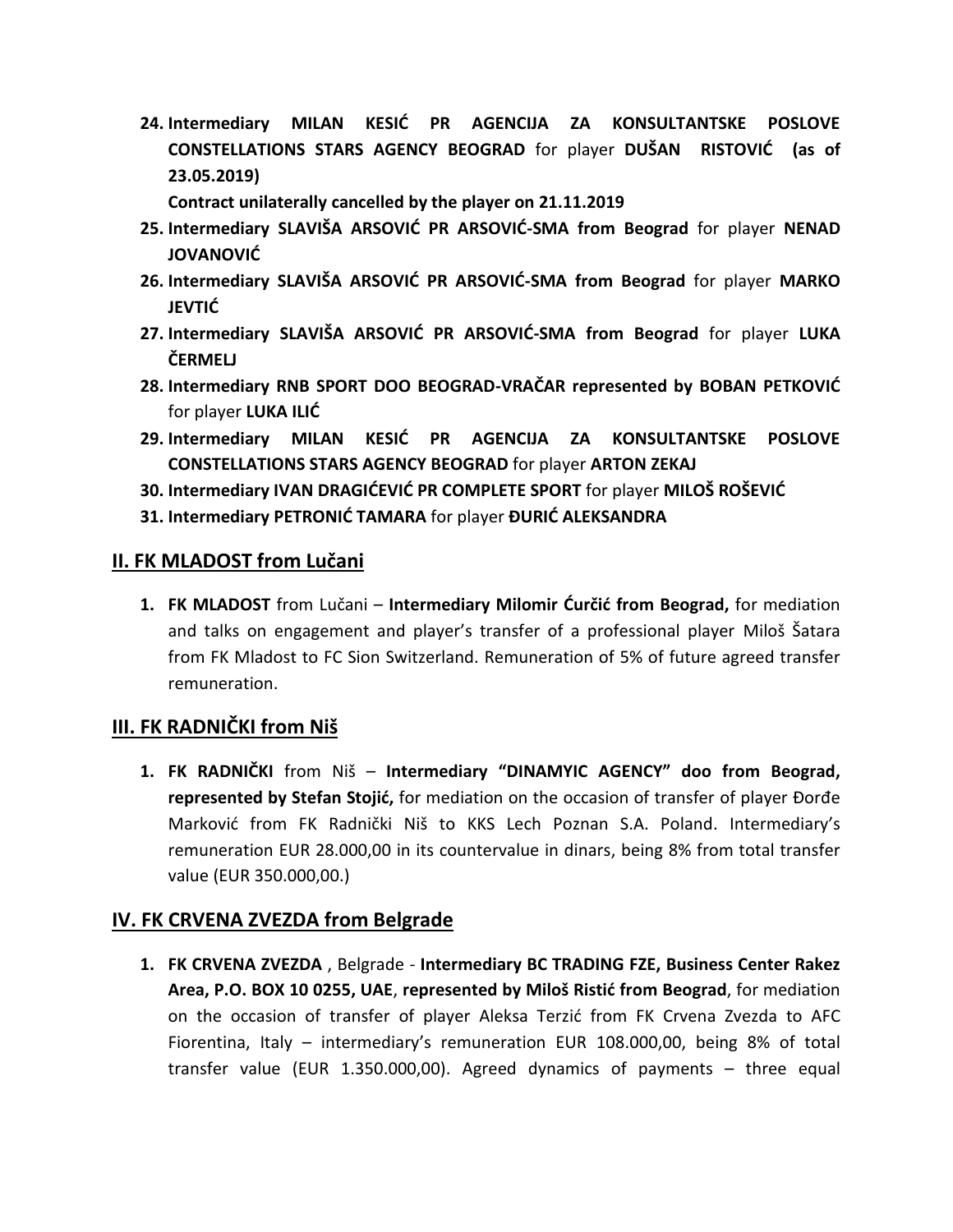24. **Intermediary MILAN KESIĆ PR AGENCIJA ZA KONSULTANTSKE POSLOVE CONSTELLATIONS STARS AGENCY BEOGRAD** for player **DUŠAN RISTOVIĆ (as of 23.05.2019)**

    **Contract unilaterally cancelled by the player on 21.11.2019**

25. **Intermediary SLAVIŠA ARSOVIĆ PR ARSOVIĆ-SMA from Beograd** for player **NENAD JOVANOVIĆ**
26. **Intermediary SLAVIŠA ARSOVIĆ PR ARSOVIĆ-SMA from Beograd** for player **MARKO JEVTIĆ**
27. **Intermediary SLAVIŠA ARSOVIĆ PR ARSOVIĆ-SMA from Beograd** for player **LUKA ČERMELJ**
28. **Intermediary RNB SPORT DOO BEOGRAD-VRAČAR represented by BOBAN PETKOVIĆ** for player **LUKA ILIĆ**
29. **Intermediary MILAN KESIĆ PR AGENCIJA ZA KONSULTANTSKE POSLOVE CONSTELLATIONS STARS AGENCY BEOGRAD** for player **ARTON ZEKAJ**
30. **Intermediary IVAN DRAGIĆEVIĆ PR COMPLETE SPORT** for player **MILOŠ ROŠEVIĆ**
31. **Intermediary PETRONIĆ TAMARA** for player **ĐURIĆ ALEKSANDRA**

## II. FK MLADOST from Lučani

1. **FK MLADOST** from Lučani – **Intermediary Milomir Ćurčić from Beograd,** for mediation and talks on engagement and player's transfer of a professional player Miloš Šatara from FK Mladost to FC Sion Switzerland. Remuneration of 5% of future agreed transfer remuneration.

## III. FK RADNIČKI from Niš

1. **FK RADNIČKI** from Niš – **Intermediary "DINAMYIC AGENCY" doo from Beograd, represented by Stefan Stojić,** for mediation on the occasion of transfer of player Đorđe Marković from FK Radnički Niš to KKS Lech Poznan S.A. Poland. Intermediary's remuneration EUR 28.000,00 in its countervalue in dinars, being 8% from total transfer value (EUR 350.000,00.)

## IV. FK CRVENA ZVEZDA from Belgrade

1. **FK CRVENA ZVEZDA** , Belgrade - **Intermediary BC TRADING FZE, Business Center Rakez Area, P.O. BOX 10 0255, UAE**, **represented by Miloš Ristić from Beograd**, for mediation on the occasion of transfer of player Aleksa Terzić from FK Crvena Zvezda to AFC Fiorentina, Italy – intermediary's remuneration EUR 108.000,00, being 8% of total transfer value (EUR 1.350.000,00). Agreed dynamics of payments – three equal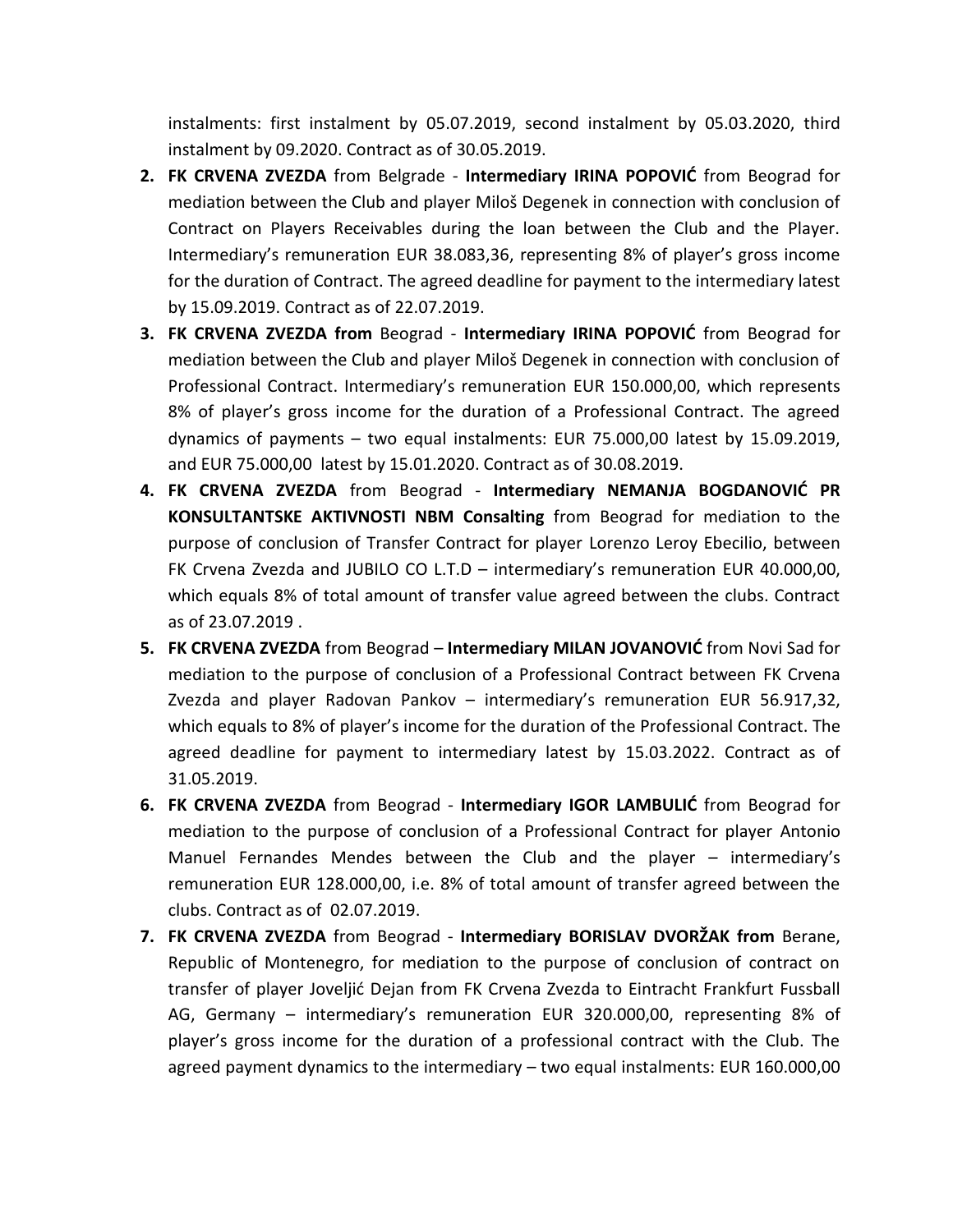instalments: first instalment by 05.07.2019, second instalment by 05.03.2020, third instalment by 09.2020. Contract as of 30.05.2019.

2. **FK CRVENA ZVEZDA** from Belgrade - **Intermediary IRINA POPOVIĆ** from Beograd for mediation between the Club and player Miloš Degenek in connection with conclusion of Contract on Players Receivables during the loan between the Club and the Player. Intermediary's remuneration EUR 38.083,36, representing 8% of player's gross income for the duration of Contract. The agreed deadline for payment to the intermediary latest by 15.09.2019. Contract as of 22.07.2019.
3. **FK CRVENA ZVEZDA from** Beograd - **Intermediary IRINA POPOVIĆ** from Beograd for mediation between the Club and player Miloš Degenek in connection with conclusion of Professional Contract. Intermediary's remuneration EUR 150.000,00, which represents 8% of player's gross income for the duration of a Professional Contract. The agreed dynamics of payments – two equal instalments: EUR 75.000,00 latest by 15.09.2019, and EUR 75.000,00 latest by 15.01.2020. Contract as of 30.08.2019.
4. **FK CRVENA ZVEZDA** from Beograd - **Intermediary NEMANJA BOGDANOVIĆ PR KONSULTANTSKE AKTIVNOSTI NBM Consalting** from Beograd for mediation to the purpose of conclusion of Transfer Contract for player Lorenzo Leroy Ebecilio, between FK Crvena Zvezda and JUBILO CO L.T.D – intermediary's remuneration EUR 40.000,00, which equals 8% of total amount of transfer value agreed between the clubs. Contract as of 23.07.2019 .
5. **FK CRVENA ZVEZDA** from Beograd – **Intermediary MILAN JOVANOVIĆ** from Novi Sad for mediation to the purpose of conclusion of a Professional Contract between FK Crvena Zvezda and player Radovan Pankov – intermediary's remuneration EUR 56.917,32, which equals to 8% of player's income for the duration of the Professional Contract. The agreed deadline for payment to intermediary latest by 15.03.2022. Contract as of 31.05.2019.
6. **FK CRVENA ZVEZDA** from Beograd - **Intermediary IGOR LAMBULIĆ** from Beograd for mediation to the purpose of conclusion of a Professional Contract for player Antonio Manuel Fernandes Mendes between the Club and the player – intermediary's remuneration EUR 128.000,00, i.e. 8% of total amount of transfer agreed between the clubs. Contract as of 02.07.2019.
7. **FK CRVENA ZVEZDA** from Beograd - **Intermediary BORISLAV DVORŽAK from** Berane, Republic of Montenegro, for mediation to the purpose of conclusion of contract on transfer of player Joveljić Dejan from FK Crvena Zvezda to Eintracht Frankfurt Fussball AG, Germany – intermediary's remuneration EUR 320.000,00, representing 8% of player's gross income for the duration of a professional contract with the Club. The agreed payment dynamics to the intermediary – two equal instalments: EUR 160.000,00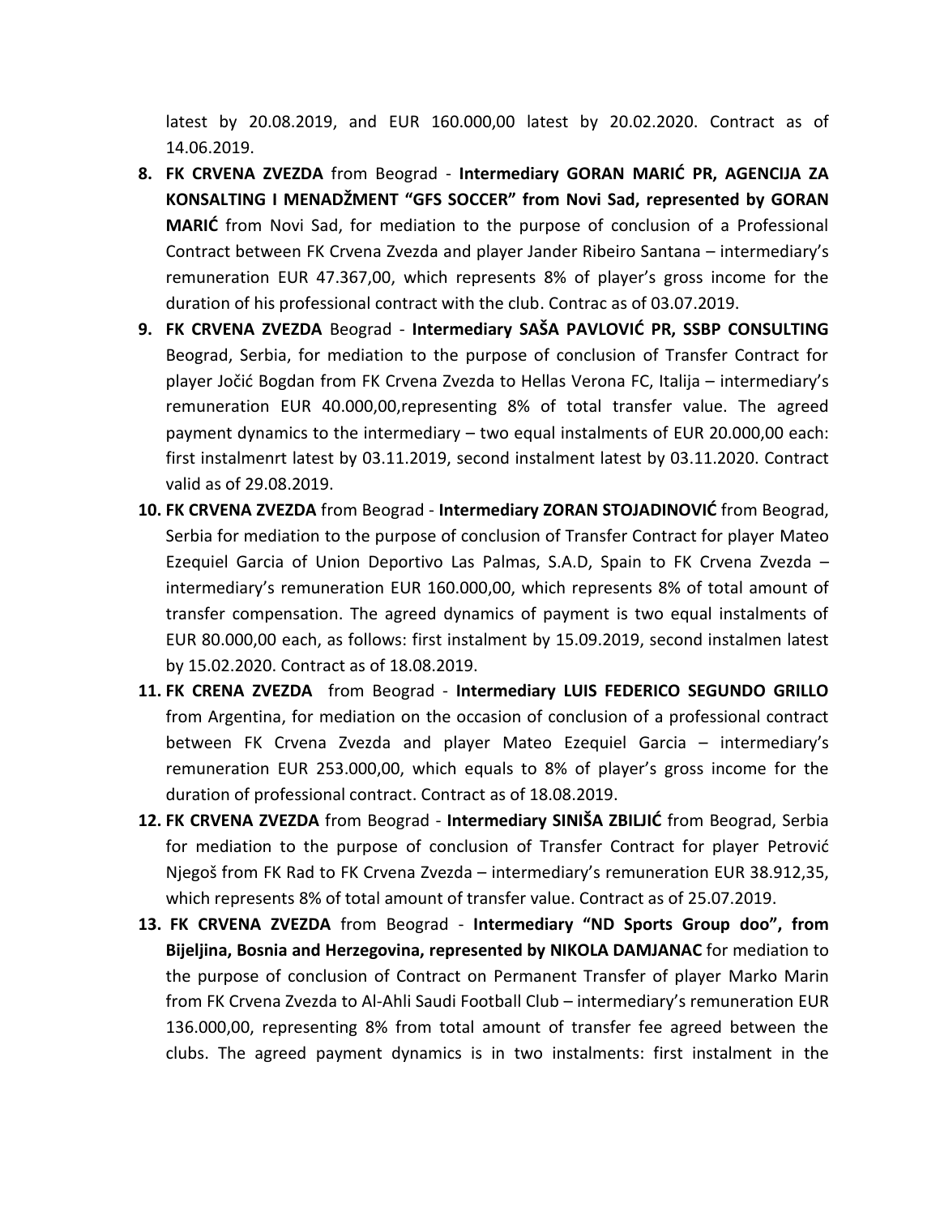latest by 20.08.2019, and EUR 160.000,00 latest by 20.02.2020. Contract as of 14.06.2019.

8. **FK CRVENA ZVEZDA** from Beograd - **Intermediary GORAN MARIĆ PR, AGENCIJA ZA KONSALTING I MENADŽMENT "GFS SOCCER" from Novi Sad, represented by GORAN MARIĆ** from Novi Sad, for mediation to the purpose of conclusion of a Professional Contract between FK Crvena Zvezda and player Jander Ribeiro Santana – intermediary's remuneration EUR 47.367,00, which represents 8% of player's gross income for the duration of his professional contract with the club. Contrac as of 03.07.2019.
9. **FK CRVENA ZVEZDA** Beograd - **Intermediary SAŠA PAVLOVIĆ PR, SSBP CONSULTING** Beograd, Serbia, for mediation to the purpose of conclusion of Transfer Contract for player Jočić Bogdan from FK Crvena Zvezda to Hellas Verona FC, Italija – intermediary's remuneration EUR 40.000,00,representing 8% of total transfer value. The agreed payment dynamics to the intermediary – two equal instalments of EUR 20.000,00 each: first instalmenrt latest by 03.11.2019, second instalment latest by 03.11.2020. Contract valid as of 29.08.2019.
10. **FK CRVENA ZVEZDA** from Beograd - **Intermediary ZORAN STOJADINOVIĆ** from Beograd, Serbia for mediation to the purpose of conclusion of Transfer Contract for player Mateo Ezequiel Garcia of Union Deportivo Las Palmas, S.A.D, Spain to FK Crvena Zvezda – intermediary's remuneration EUR 160.000,00, which represents 8% of total amount of transfer compensation. The agreed dynamics of payment is two equal instalments of EUR 80.000,00 each, as follows: first instalment by 15.09.2019, second instalmen latest by 15.02.2020. Contract as of 18.08.2019.
11. **FK CRENA ZVEZDA** from Beograd - **Intermediary LUIS FEDERICO SEGUNDO GRILLO** from Argentina, for mediation on the occasion of conclusion of a professional contract between FK Crvena Zvezda and player Mateo Ezequiel Garcia – intermediary's remuneration EUR 253.000,00, which equals to 8% of player's gross income for the duration of professional contract. Contract as of 18.08.2019.
12. **FK CRVENA ZVEZDA** from Beograd - **Intermediary SINIŠA ZBILJIĆ** from Beograd, Serbia for mediation to the purpose of conclusion of Transfer Contract for player Petrović Njegoš from FK Rad to FK Crvena Zvezda – intermediary's remuneration EUR 38.912,35, which represents 8% of total amount of transfer value. Contract as of 25.07.2019.
13. **FK CRVENA ZVEZDA** from Beograd - **Intermediary "ND Sports Group doo", from Bijeljina, Bosnia and Herzegovina, represented by NIKOLA DAMJANAC** for mediation to the purpose of conclusion of Contract on Permanent Transfer of player Marko Marin from FK Crvena Zvezda to Al-Ahli Saudi Football Club – intermediary's remuneration EUR 136.000,00, representing 8% from total amount of transfer fee agreed between the clubs. The agreed payment dynamics is in two instalments: first instalment in the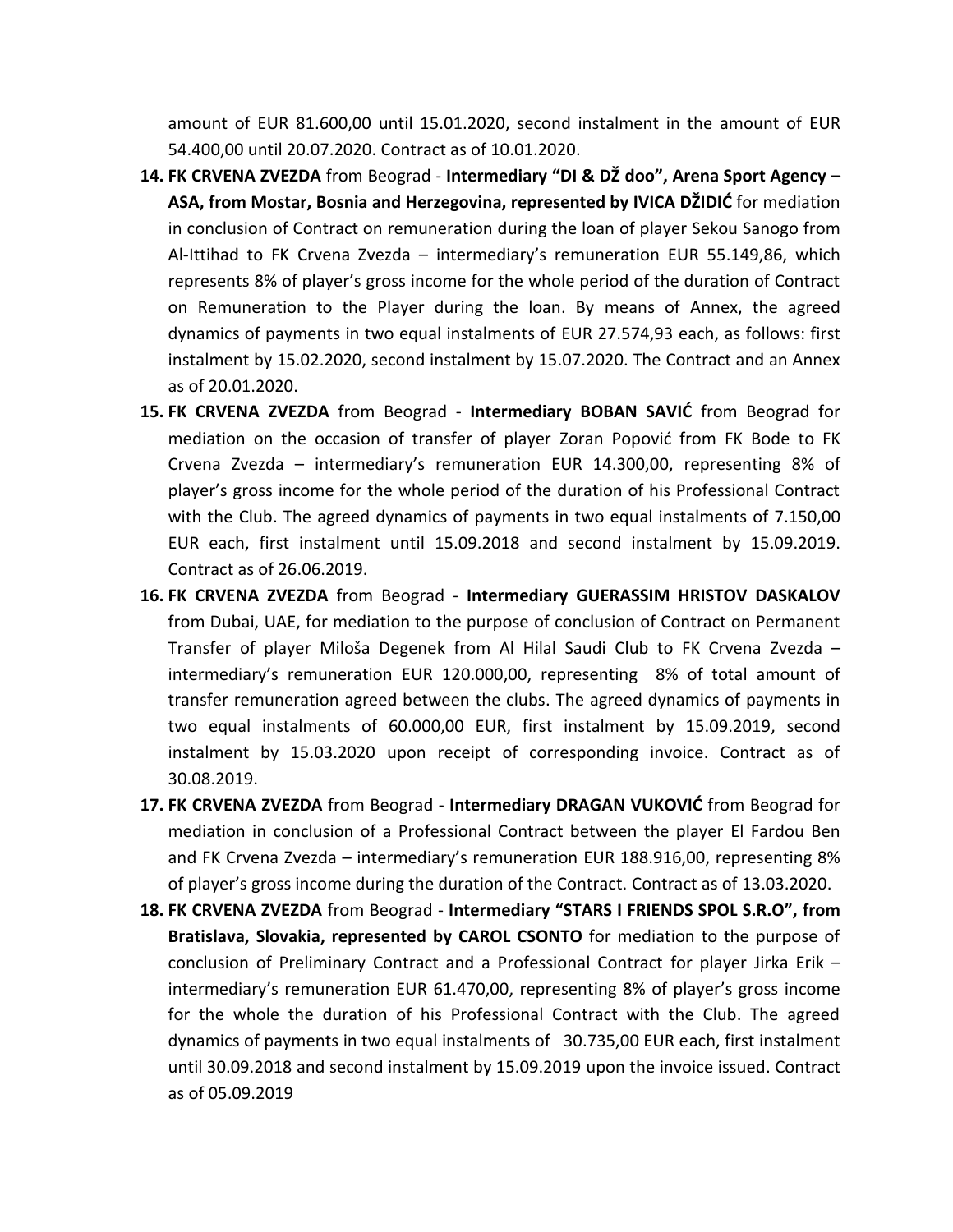amount of EUR 81.600,00 until 15.01.2020, second instalment in the amount of EUR 54.400,00 until 20.07.2020. Contract as of 10.01.2020.

14. **FK CRVENA ZVEZDA** from Beograd - **Intermediary "DI & DŽ doo", Arena Sport Agency – ASA, from Mostar, Bosnia and Herzegovina, represented by IVICA DŽIDIĆ** for mediation in conclusion of Contract on remuneration during the loan of player Sekou Sanogo from Al-Ittihad to FK Crvena Zvezda – intermediary's remuneration EUR 55.149,86, which represents 8% of player's gross income for the whole period of the duration of Contract on Remuneration to the Player during the loan. By means of Annex, the agreed dynamics of payments in two equal instalments of EUR 27.574,93 each, as follows: first instalment by 15.02.2020, second instalment by 15.07.2020. The Contract and an Annex as of 20.01.2020.
15. **FK CRVENA ZVEZDA** from Beograd - **Intermediary BOBAN SAVIĆ** from Beograd for mediation on the occasion of transfer of player Zoran Popović from FK Bode to FK Crvena Zvezda – intermediary's remuneration EUR 14.300,00, representing 8% of player's gross income for the whole period of the duration of his Professional Contract with the Club. The agreed dynamics of payments in two equal instalments of 7.150,00 EUR each, first instalment until 15.09.2018 and second instalment by 15.09.2019. Contract as of 26.06.2019.
16. **FK CRVENA ZVEZDA** from Beograd - **Intermediary GUERASSIM HRISTOV DASKALOV** from Dubai, UAE, for mediation to the purpose of conclusion of Contract on Permanent Transfer of player Miloša Degenek from Al Hilal Saudi Club to FK Crvena Zvezda – intermediary's remuneration EUR 120.000,00, representing 8% of total amount of transfer remuneration agreed between the clubs. The agreed dynamics of payments in two equal instalments of 60.000,00 EUR, first instalment by 15.09.2019, second instalment by 15.03.2020 upon receipt of corresponding invoice. Contract as of 30.08.2019.
17. **FK CRVENA ZVEZDA** from Beograd - **Intermediary DRAGAN VUKOVIĆ** from Beograd for mediation in conclusion of a Professional Contract between the player El Fardou Ben and FK Crvena Zvezda – intermediary's remuneration EUR 188.916,00, representing 8% of player's gross income during the duration of the Contract. Contract as of 13.03.2020.
18. **FK CRVENA ZVEZDA** from Beograd - **Intermediary "STARS I FRIENDS SPOL S.R.O", from Bratislava, Slovakia, represented by CAROL CSONTO** for mediation to the purpose of conclusion of Preliminary Contract and a Professional Contract for player Jirka Erik – intermediary's remuneration EUR 61.470,00, representing 8% of player's gross income for the whole the duration of his Professional Contract with the Club. The agreed dynamics of payments in two equal instalments of 30.735,00 EUR each, first instalment until 30.09.2018 and second instalment by 15.09.2019 upon the invoice issued. Contract as of 05.09.2019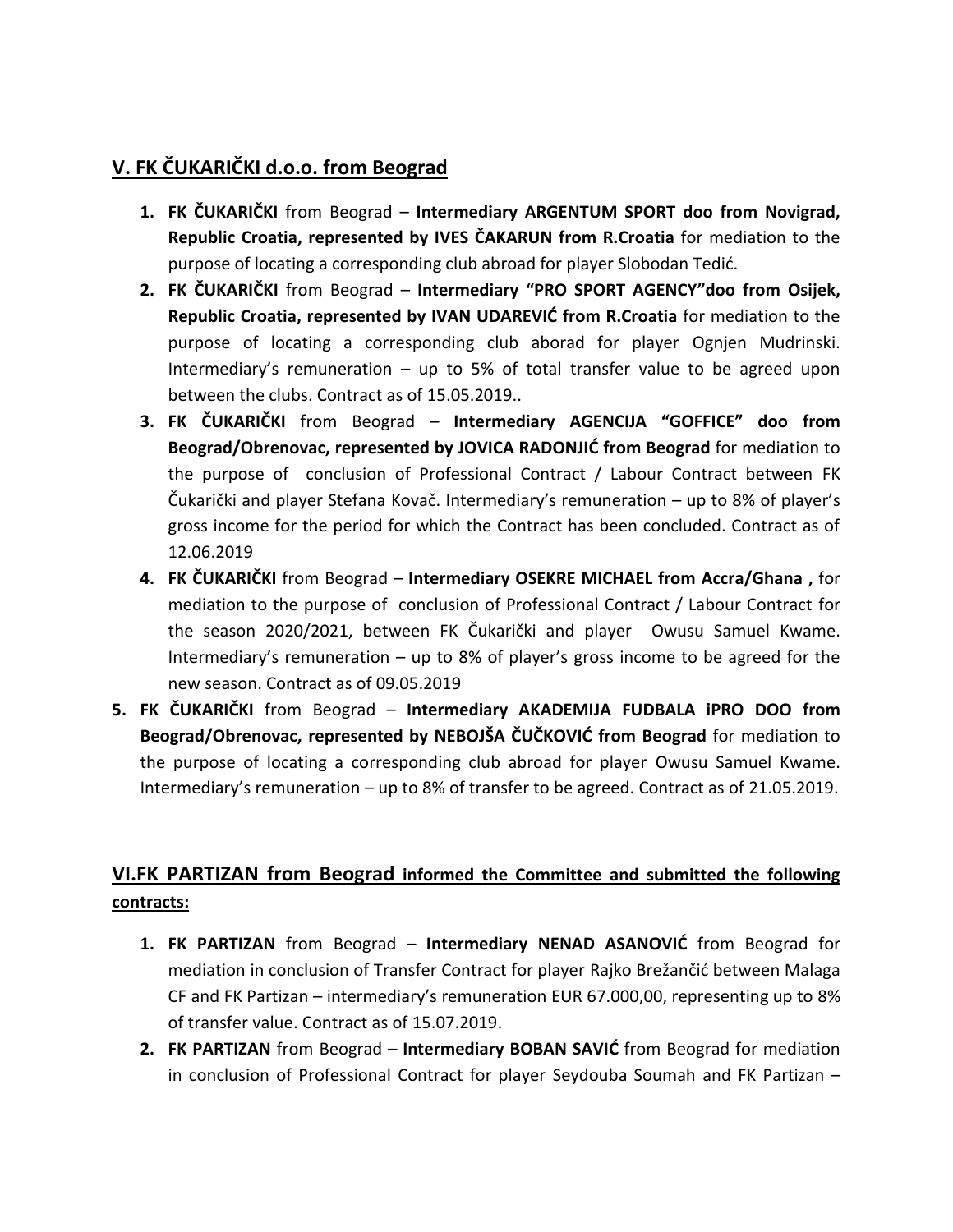## V. FK ČUKARIČKI d.o.o. from Beograd

1. **FK ČUKARIČKI** from Beograd – **Intermediary ARGENTUM SPORT doo from Novigrad, Republic Croatia, represented by IVES ČAKARUN from R.Croatia** for mediation to the purpose of locating a corresponding club abroad for player Slobodan Tedić.
2. **FK ČUKARIČKI** from Beograd – **Intermediary "PRO SPORT AGENCY"doo from Osijek, Republic Croatia, represented by IVAN UDAREVIĆ from R.Croatia** for mediation to the purpose of locating a corresponding club aborad for player Ognjen Mudrinski. Intermediary's remuneration – up to 5% of total transfer value to be agreed upon between the clubs. Contract as of 15.05.2019..
3. **FK ČUKARIČKI** from Beograd – **Intermediary AGENCIJA "GOFFICE" doo from Beograd/Obrenovac, represented by JOVICA RADONJIĆ from Beograd** for mediation to the purpose of conclusion of Professional Contract / Labour Contract between FK Čukarički and player Stefana Kovač. Intermediary's remuneration – up to 8% of player's gross income for the period for which the Contract has been concluded. Contract as of 12.06.2019
4. **FK ČUKARIČKI** from Beograd – **Intermediary OSEKRE MICHAEL from Accra/Ghana ,** for mediation to the purpose of conclusion of Professional Contract / Labour Contract for the season 2020/2021, between FK Čukarički and player Owusu Samuel Kwame. Intermediary's remuneration – up to 8% of player's gross income to be agreed for the new season. Contract as of 09.05.2019
5. **FK ČUKARIČKI** from Beograd – **Intermediary AKADEMIJA FUDBALA iPRO DOO from Beograd/Obrenovac, represented by NEBOJŠA ČUČKOVIĆ from Beograd** for mediation to the purpose of locating a corresponding club abroad for player Owusu Samuel Kwame. Intermediary's remuneration – up to 8% of transfer to be agreed. Contract as of 21.05.2019.

## VI.FK PARTIZAN from Beograd informed the Committee and submitted the following contracts:

1. **FK PARTIZAN** from Beograd – **Intermediary NENAD ASANOVIĆ** from Beograd for mediation in conclusion of Transfer Contract for player Rajko Brežančić between Malaga CF and FK Partizan – intermediary's remuneration EUR 67.000,00, representing up to 8% of transfer value. Contract as of 15.07.2019.
2. **FK PARTIZAN** from Beograd – **Intermediary BOBAN SAVIĆ** from Beograd for mediation in conclusion of Professional Contract for player Seydouba Soumah and FK Partizan –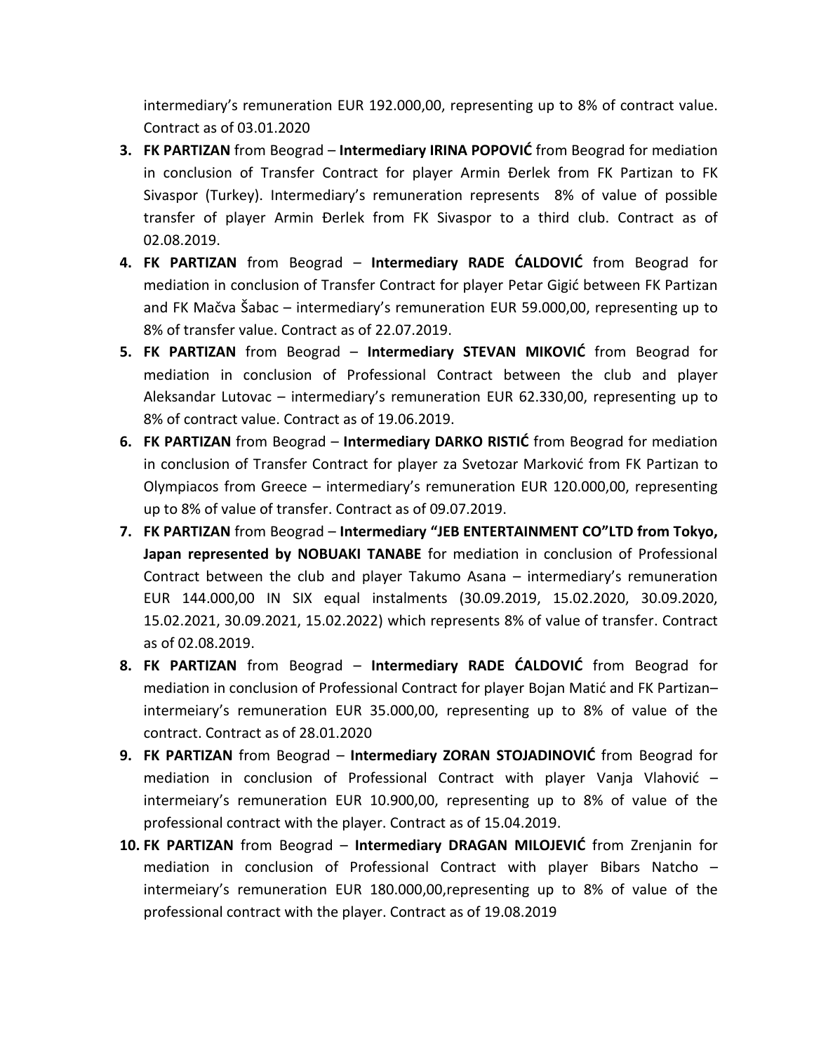intermediary's remuneration EUR 192.000,00, representing up to 8% of contract value. Contract as of 03.01.2020

3. **FK PARTIZAN** from Beograd – **Intermediary IRINA POPOVIĆ** from Beograd for mediation in conclusion of Transfer Contract for player Armin Đerlek from FK Partizan to FK Sivaspor (Turkey). Intermediary's remuneration represents 8% of value of possible transfer of player Armin Đerlek from FK Sivaspor to a third club. Contract as of 02.08.2019.
4. **FK PARTIZAN** from Beograd – **Intermediary RADE ĆALDOVIĆ** from Beograd for mediation in conclusion of Transfer Contract for player Petar Gigić between FK Partizan and FK Mačva Šabac – intermediary's remuneration EUR 59.000,00, representing up to 8% of transfer value. Contract as of 22.07.2019.
5. **FK PARTIZAN** from Beograd – **Intermediary STEVAN MIKOVIĆ** from Beograd for mediation in conclusion of Professional Contract between the club and player Aleksandar Lutovac – intermediary's remuneration EUR 62.330,00, representing up to 8% of contract value. Contract as of 19.06.2019.
6. **FK PARTIZAN** from Beograd – **Intermediary DARKO RISTIĆ** from Beograd for mediation in conclusion of Transfer Contract for player za Svetozar Marković from FK Partizan to Olympiacos from Greece – intermediary's remuneration EUR 120.000,00, representing up to 8% of value of transfer. Contract as of 09.07.2019.
7. **FK PARTIZAN** from Beograd – **Intermediary "JEB ENTERTAINMENT CO"LTD from Tokyo, Japan represented by NOBUAKI TANABE** for mediation in conclusion of Professional Contract between the club and player Takumo Asana – intermediary's remuneration EUR 144.000,00 IN SIX equal instalments (30.09.2019, 15.02.2020, 30.09.2020, 15.02.2021, 30.09.2021, 15.02.2022) which represents 8% of value of transfer. Contract as of 02.08.2019.
8. **FK PARTIZAN** from Beograd – **Intermediary RADE ĆALDOVIĆ** from Beograd for mediation in conclusion of Professional Contract for player Bojan Matić and FK Partizan– intermeiary's remuneration EUR 35.000,00, representing up to 8% of value of the contract. Contract as of 28.01.2020
9. **FK PARTIZAN** from Beograd – **Intermediary ZORAN STOJADINOVIĆ** from Beograd for mediation in conclusion of Professional Contract with player Vanja Vlahović – intermeiary's remuneration EUR 10.900,00, representing up to 8% of value of the professional contract with the player. Contract as of 15.04.2019.
10. **FK PARTIZAN** from Beograd – **Intermediary DRAGAN MILOJEVIĆ** from Zrenjanin for mediation in conclusion of Professional Contract with player Bibars Natcho – intermeiary's remuneration EUR 180.000,00,representing up to 8% of value of the professional contract with the player. Contract as of 19.08.2019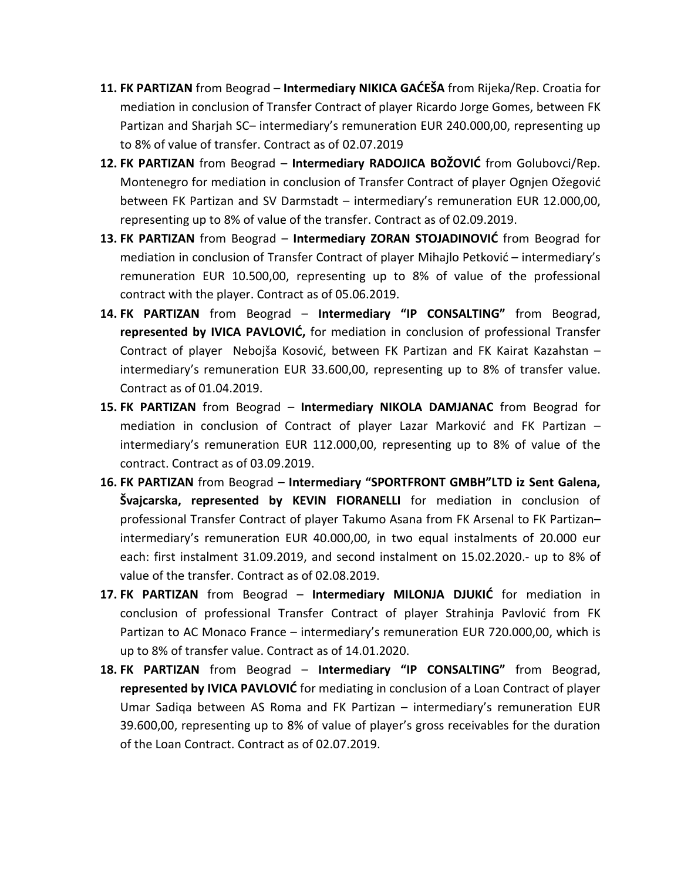11. **FK PARTIZAN** from Beograd – **Intermediary NIKICA GAĆEŠA** from Rijeka/Rep. Croatia for mediation in conclusion of Transfer Contract of player Ricardo Jorge Gomes, between FK Partizan and Sharjah SC– intermediary's remuneration EUR 240.000,00, representing up to 8% of value of transfer. Contract as of 02.07.2019
12. **FK PARTIZAN** from Beograd – **Intermediary RADOJICA BOŽOVIĆ** from Golubovci/Rep. Montenegro for mediation in conclusion of Transfer Contract of player Ognjen Ožegović between FK Partizan and SV Darmstadt – intermediary's remuneration EUR 12.000,00, representing up to 8% of value of the transfer. Contract as of 02.09.2019.
13. **FK PARTIZAN** from Beograd – **Intermediary ZORAN STOJADINOVIĆ** from Beograd for mediation in conclusion of Transfer Contract of player Mihajlo Petković – intermediary's remuneration EUR 10.500,00, representing up to 8% of value of the professional contract with the player. Contract as of 05.06.2019.
14. **FK PARTIZAN** from Beograd – **Intermediary "IP CONSALTING"** from Beograd, **represented by IVICA PAVLOVIĆ,** for mediation in conclusion of professional Transfer Contract of player Nebojša Kosović, between FK Partizan and FK Kairat Kazahstan – intermediary's remuneration EUR 33.600,00, representing up to 8% of transfer value. Contract as of 01.04.2019.
15. **FK PARTIZAN** from Beograd – **Intermediary NIKOLA DAMJANAC** from Beograd for mediation in conclusion of Contract of player Lazar Marković and FK Partizan – intermediary's remuneration EUR 112.000,00, representing up to 8% of value of the contract. Contract as of 03.09.2019.
16. **FK PARTIZAN** from Beograd – **Intermediary "SPORTFRONT GMBH"LTD iz Sent Galena, Švajcarska, represented by KEVIN FIORANELLI** for mediation in conclusion of professional Transfer Contract of player Takumo Asana from FK Arsenal to FK Partizan– intermediary's remuneration EUR 40.000,00, in two equal instalments of 20.000 eur each: first instalment 31.09.2019, and second instalment on 15.02.2020.- up to 8% of value of the transfer. Contract as of 02.08.2019.
17. **FK PARTIZAN** from Beograd – **Intermediary MILONJA DJUKIĆ** for mediation in conclusion of professional Transfer Contract of player Strahinja Pavlović from FK Partizan to AC Monaco France – intermediary's remuneration EUR 720.000,00, which is up to 8% of transfer value. Contract as of 14.01.2020.
18. **FK PARTIZAN** from Beograd – **Intermediary "IP CONSALTING"** from Beograd, **represented by IVICA PAVLOVIĆ** for mediating in conclusion of a Loan Contract of player Umar Sadiqa between AS Roma and FK Partizan – intermediary's remuneration EUR 39.600,00, representing up to 8% of value of player's gross receivables for the duration of the Loan Contract. Contract as of 02.07.2019.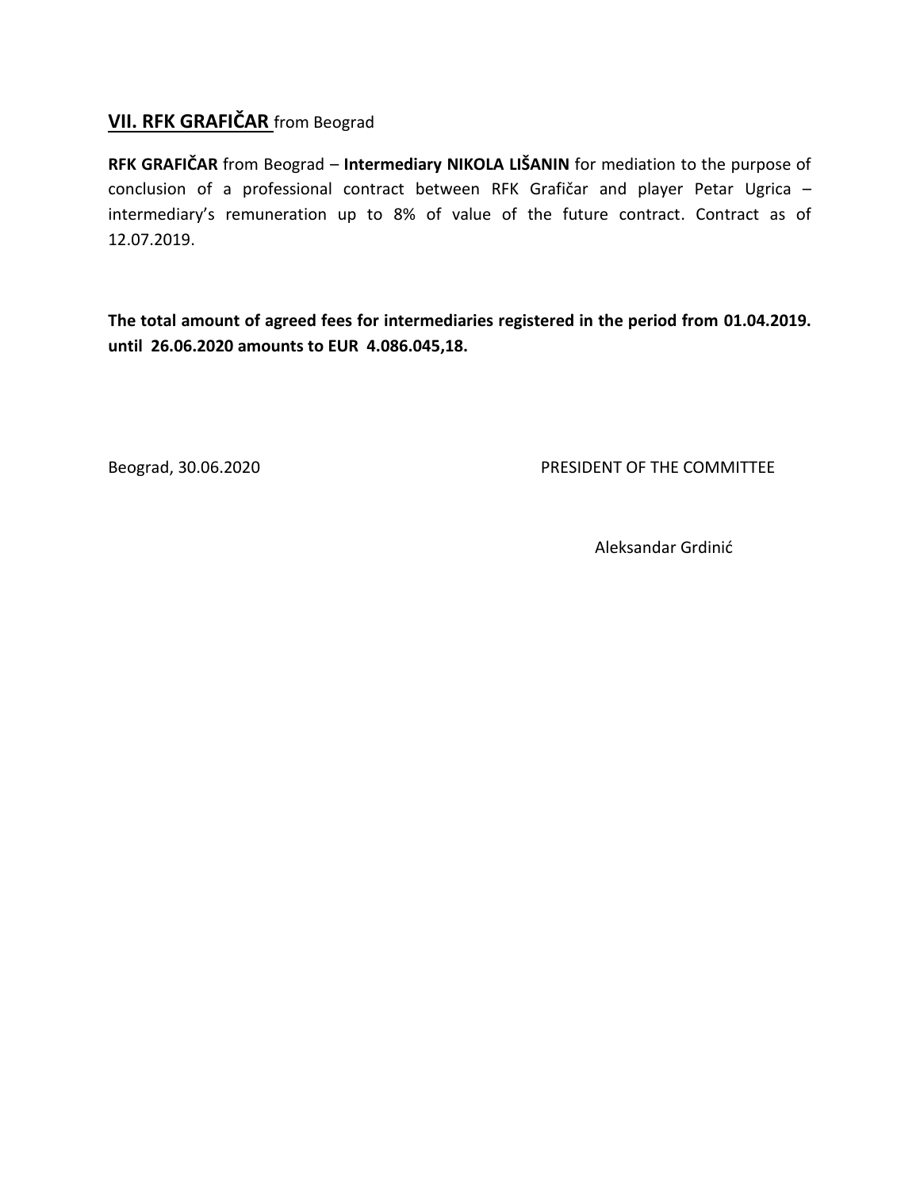## **VII. RFK GRAFIČAR** from Beograd

**RFK GRAFIČAR** from Beograd – **Intermediary NIKOLA LIŠANIN** for mediation to the purpose of conclusion of a professional contract between RFK Grafičar and player Petar Ugrica – intermediary's remuneration up to 8% of value of the future contract. Contract as of 12.07.2019.

**The total amount of agreed fees for intermediaries registered in the period from 01.04.2019. until 26.06.2020 amounts to EUR 4.086.045,18.**

Beograd, 30.06.2020

PRESIDENT OF THE COMMITTEE

Aleksandar Grdinić